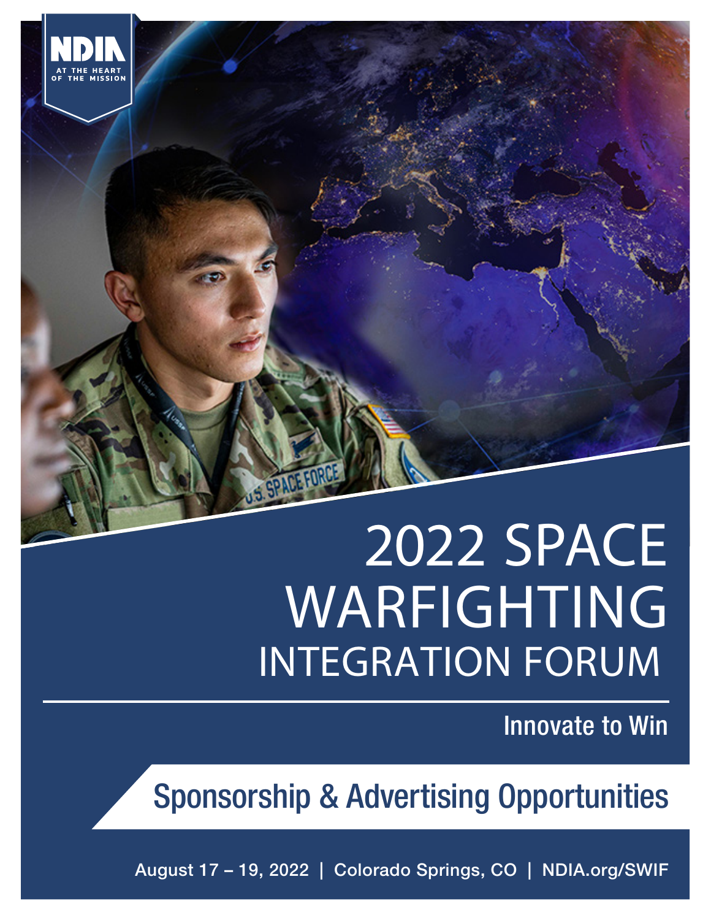NDIA
AT THE HEART OF THE MISSION

# 2022 SPACE WARFIGHTING INTEGRATION FORUM

Innovate to Win

## Sponsorship & Advertising Opportunities

August 17 – 19, 2022 | Colorado Springs, CO | NDIA.org/SWIF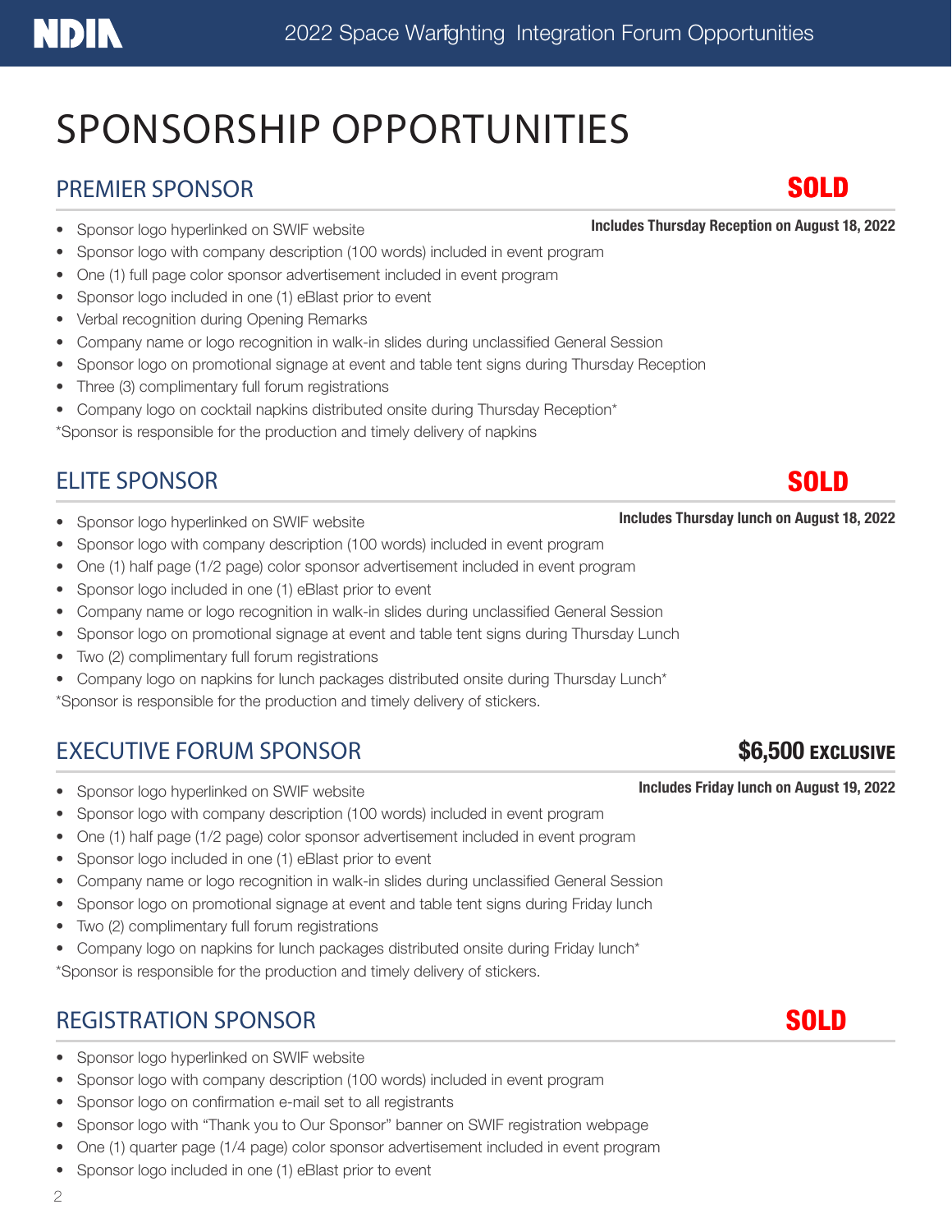// SPONSORSHIP OPPORTUNITIES

## PREMIER SPONSOR

**SOLD**

**Includes Thursday Reception on August 18, 2022**

- Sponsor logo hyperlinked on SWIF website
- Sponsor logo with company description (100 words) included in event program
- One (1) full page color sponsor advertisement included in event program
- Sponsor logo included in one (1) eBlast prior to event
- Verbal recognition during Opening Remarks
- Company name or logo recognition in walk-in slides during unclassified General Session
- Sponsor logo on promotional signage at event and table tent signs during Thursday Reception
- Three (3) complimentary full forum registrations
- Company logo on cocktail napkins distributed onsite during Thursday Reception*

*Sponsor is responsible for the production and timely delivery of napkins

## ELITE SPONSOR

**SOLD**

**Includes Thursday lunch on August 18, 2022**

- Sponsor logo hyperlinked on SWIF website
- Sponsor logo with company description (100 words) included in event program
- One (1) half page (1/2 page) color sponsor advertisement included in event program
- Sponsor logo included in one (1) eBlast prior to event
- Company name or logo recognition in walk-in slides during unclassified General Session
- Sponsor logo on promotional signage at event and table tent signs during Thursday Lunch
- Two (2) complimentary full forum registrations
- Company logo on napkins for lunch packages distributed onsite during Thursday Lunch*

*Sponsor is responsible for the production and timely delivery of stickers.

## EXECUTIVE FORUM SPONSOR

**$6,500 EXCLUSIVE**

**Includes Friday lunch on August 19, 2022**

- Sponsor logo hyperlinked on SWIF website
- Sponsor logo with company description (100 words) included in event program
- One (1) half page (1/2 page) color sponsor advertisement included in event program
- Sponsor logo included in one (1) eBlast prior to event
- Company name or logo recognition in walk-in slides during unclassified General Session
- Sponsor logo on promotional signage at event and table tent signs during Friday lunch
- Two (2) complimentary full forum registrations
- Company logo on napkins for lunch packages distributed onsite during Friday lunch*

*Sponsor is responsible for the production and timely delivery of stickers.

## REGISTRATION SPONSOR

**SOLD**

- Sponsor logo hyperlinked on SWIF website
- Sponsor logo with company description (100 words) included in event program
- Sponsor logo on confirmation e-mail set to all registrants
- Sponsor logo with "Thank you to Our Sponsor" banner on SWIF registration webpage
- One (1) quarter page (1/4 page) color sponsor advertisement included in event program
- Sponsor logo included in one (1) eBlast prior to event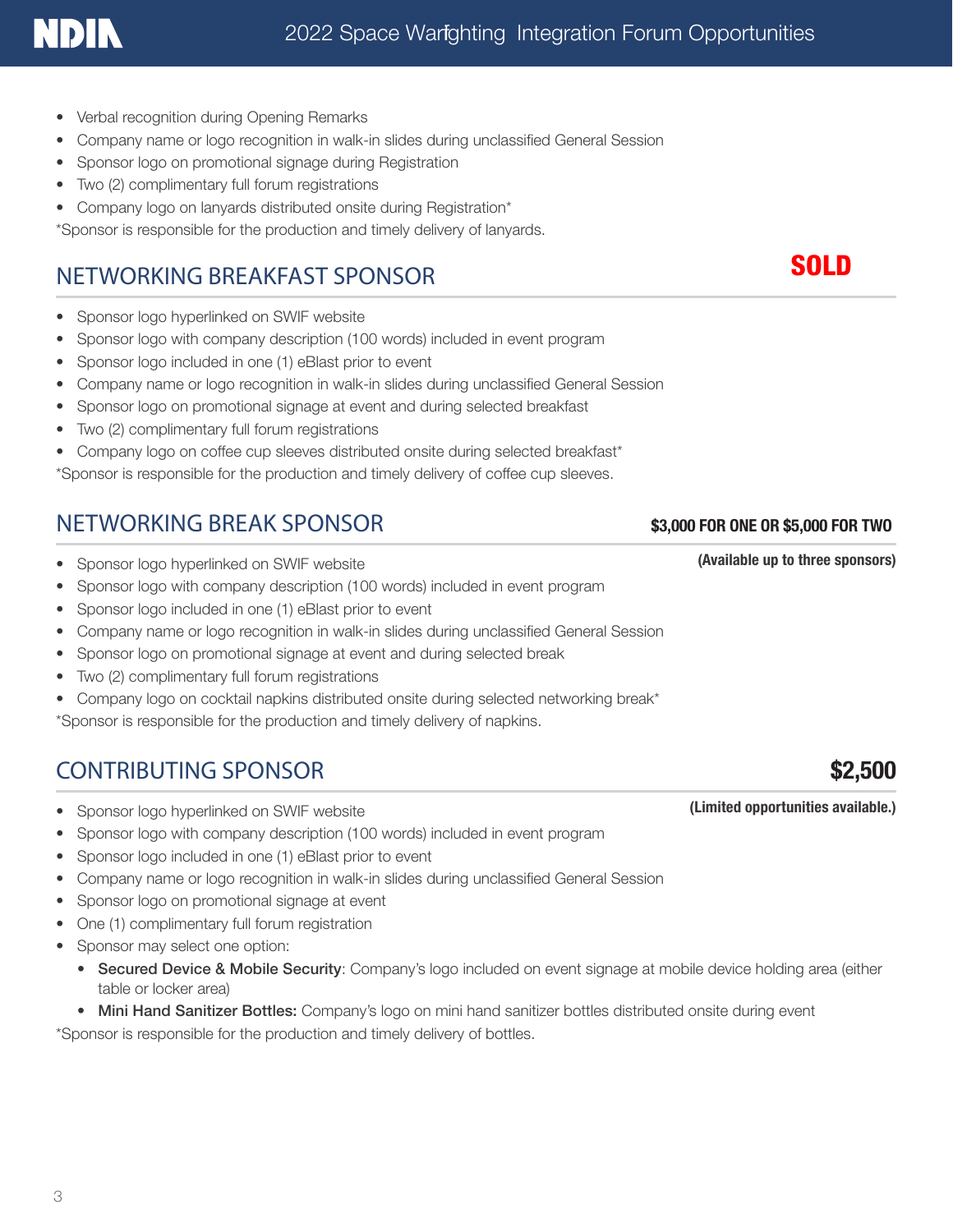- Verbal recognition during Opening Remarks
- Company name or logo recognition in walk-in slides during unclassified General Session
- Sponsor logo on promotional signage during Registration
- Two (2) complimentary full forum registrations
- Company logo on lanyards distributed onsite during Registration*

*Sponsor is responsible for the production and timely delivery of lanyards.

## NETWORKING BREAKFAST SPONSOR

**SOLD**

- Sponsor logo hyperlinked on SWIF website
- Sponsor logo with company description (100 words) included in event program
- Sponsor logo included in one (1) eBlast prior to event
- Company name or logo recognition in walk-in slides during unclassified General Session
- Sponsor logo on promotional signage at event and during selected breakfast
- Two (2) complimentary full forum registrations
- Company logo on coffee cup sleeves distributed onsite during selected breakfast*

*Sponsor is responsible for the production and timely delivery of coffee cup sleeves.

## NETWORKING BREAK SPONSOR

**$3,000 FOR ONE OR $5,000 FOR TWO**

**(Available up to three sponsors)**

- Sponsor logo hyperlinked on SWIF website
- Sponsor logo with company description (100 words) included in event program
- Sponsor logo included in one (1) eBlast prior to event
- Company name or logo recognition in walk-in slides during unclassified General Session
- Sponsor logo on promotional signage at event and during selected break
- Two (2) complimentary full forum registrations
- Company logo on cocktail napkins distributed onsite during selected networking break*

*Sponsor is responsible for the production and timely delivery of napkins.

## CONTRIBUTING SPONSOR

**$2,500**

**(Limited opportunities available.)**

- Sponsor logo hyperlinked on SWIF website
- Sponsor logo with company description (100 words) included in event program
- Sponsor logo included in one (1) eBlast prior to event
- Company name or logo recognition in walk-in slides during unclassified General Session
- Sponsor logo on promotional signage at event
- One (1) complimentary full forum registration
- Sponsor may select one option:
  - **Secured Device & Mobile Security**: Company's logo included on event signage at mobile device holding area (either table or locker area)
  - **Mini Hand Sanitizer Bottles:** Company's logo on mini hand sanitizer bottles distributed onsite during event

*Sponsor is responsible for the production and timely delivery of bottles.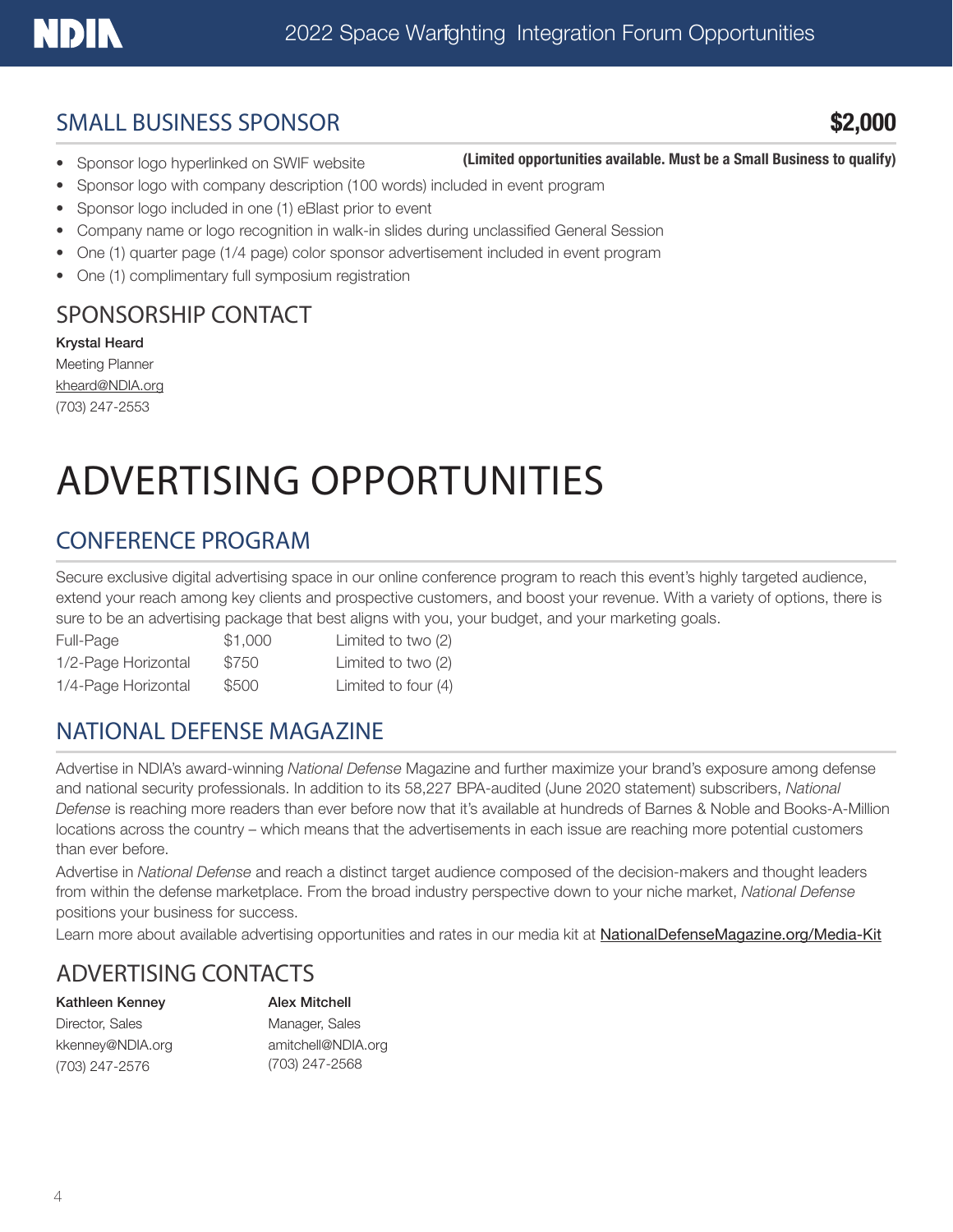## SMALL BUSINESS SPONSOR

**$2,000**

**(Limited opportunities available. Must be a Small Business to qualify)**

- Sponsor logo hyperlinked on SWIF website
- Sponsor logo with company description (100 words) included in event program
- Sponsor logo included in one (1) eBlast prior to event
- Company name or logo recognition in walk-in slides during unclassified General Session
- One (1) quarter page (1/4 page) color sponsor advertisement included in event program
- One (1) complimentary full symposium registration

## SPONSORSHIP CONTACT

**Krystal Heard**
Meeting Planner
kheard@NDIA.org
(703) 247-2553

# ADVERTISING OPPORTUNITIES

## CONFERENCE PROGRAM

Secure exclusive digital advertising space in our online conference program to reach this event's highly targeted audience, extend your reach among key clients and prospective customers, and boost your revenue. With a variety of options, there is sure to be an advertising package that best aligns with you, your budget, and your marketing goals.

| | | |
|---|---|---|
| Full-Page | $1,000 | Limited to two (2) |
| 1/2-Page Horizontal | $750 | Limited to two (2) |
| 1/4-Page Horizontal | $500 | Limited to four (4) |

## NATIONAL DEFENSE MAGAZINE

Advertise in NDIA's award-winning *National Defense* Magazine and further maximize your brand's exposure among defense and national security professionals. In addition to its 58,227 BPA-audited (June 2020 statement) subscribers, *National Defense* is reaching more readers than ever before now that it's available at hundreds of Barnes & Noble and Books-A-Million locations across the country – which means that the advertisements in each issue are reaching more potential customers than ever before.

Advertise in *National Defense* and reach a distinct target audience composed of the decision-makers and thought leaders from within the defense marketplace. From the broad industry perspective down to your niche market, *National Defense* positions your business for success.

Learn more about available advertising opportunities and rates in our media kit at NationalDefenseMagazine.org/Media-Kit

## ADVERTISING CONTACTS

**Kathleen Kenney**
Director, Sales
kkenney@NDIA.org
(703) 247-2576

**Alex Mitchell**
Manager, Sales
amitchell@NDIA.org
(703) 247-2568